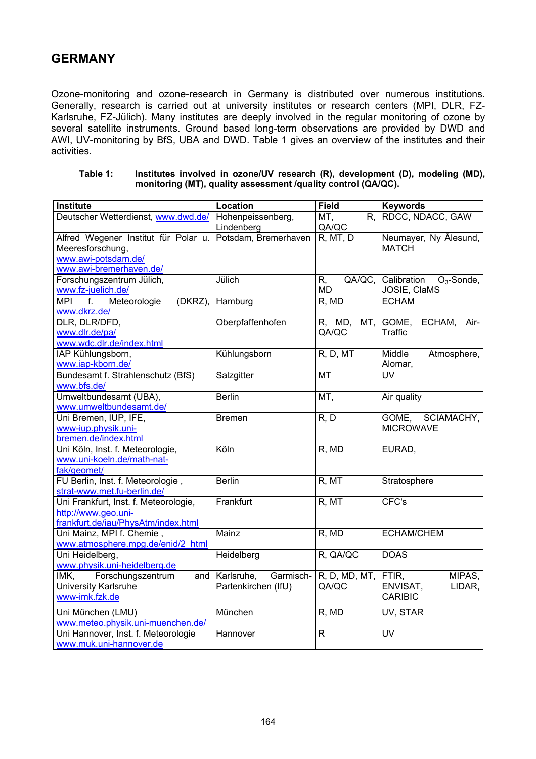# GERMANY

Ozone-monitoring and ozone-research in Germany is distributed over numerous institutions. Generally, research is carried out at university institutes or research centers (MPI, DLR, FZ-Karlsruhe, FZ-Jülich). Many institutes are deeply involved in the regular monitoring of ozone by several satellite instruments. Ground based long-term observations are provided by DWD and AWI, UV-monitoring by BfS, UBA and DWD. Table 1 gives an overview of the institutes and their activities.

**Table 1: Institutes involved in ozone/UV research (R), development (D), modeling (MD), monitoring (MT), quality assessment /quality control (QA/QC).**

| Institute | Location | Field | Keywords |
|---|---|---|---|
| Deutscher Wetterdienst, www.dwd.de/ | Hohenpeissenberg, Lindenberg | MT, R, QA/QC | RDCC, NDACC, GAW |
| Alfred Wegener Institut für Polar u. Meeresforschung, www.awi-potsdam.de/ www.awi-bremerhaven.de/ | Potsdam, Bremerhaven | R, MT, D | Neumayer, Ny Ålesund, MATCH |
| Forschungszentrum Jülich, www.fz-juelich.de/ | Jülich | R, QA/QC, MD | Calibration $O_3$-Sonde, JOSIE, ClaMS |
| MPI f. Meteorologie (DKRZ), www.dkrz.de/ | Hamburg | R, MD | ECHAM |
| DLR, DLR/DFD, www.dlr.de/pa/ www.wdc.dlr.de/index.html | Oberpfaffenhofen | R, MD, MT, QA/QC | GOME, ECHAM, Air-Traffic |
| IAP Kühlungsborn, www.iap-kborn.de/ | Kühlungsborn | R, D, MT | Middle Atmosphere, Alomar, |
| Bundesamt f. Strahlenschutz (BfS) www.bfs.de/ | Salzgitter | MT | UV |
| Umweltbundesamt (UBA), www.umweltbundesamt.de/ | Berlin | MT, | Air quality |
| Uni Bremen, IUP, IFE, www-iup.physik.uni-bremen.de/index.html | Bremen | R, D | GOME, SCIAMACHY, MICROWAVE |
| Uni Köln, Inst. f. Meteorologie, www.uni-koeln.de/math-nat-fak/geomet/ | Köln | R, MD | EURAD, |
| FU Berlin, Inst. f. Meteorologie , strat-www.met.fu-berlin.de/ | Berlin | R, MT | Stratosphere |
| Uni Frankfurt, Inst. f. Meteorologie, http://www.geo.uni-frankfurt.de/iau/PhysAtm/index.html | Frankfurt | R, MT | CFC's |
| Uni Mainz, MPI f. Chemie , www.atmosphere.mpg.de/enid/2_html | Mainz | R, MD | ECHAM/CHEM |
| Uni Heidelberg, www.physik.uni-heidelberg.de | Heidelberg | R, QA/QC | DOAS |
| IMK, Forschungszentrum and University Karlsruhe www-imk.fzk.de | Karlsruhe, Garmisch-Partenkirchen (IfU) | R, D, MD, MT, QA/QC | FTIR, MIPAS, ENVISAT, LIDAR, CARIBIC |
| Uni München (LMU) www.meteo.physik.uni-muenchen.de/ | München | R, MD | UV, STAR |
| Uni Hannover, Inst. f. Meteorologie www.muk.uni-hannover.de | Hannover | R | UV |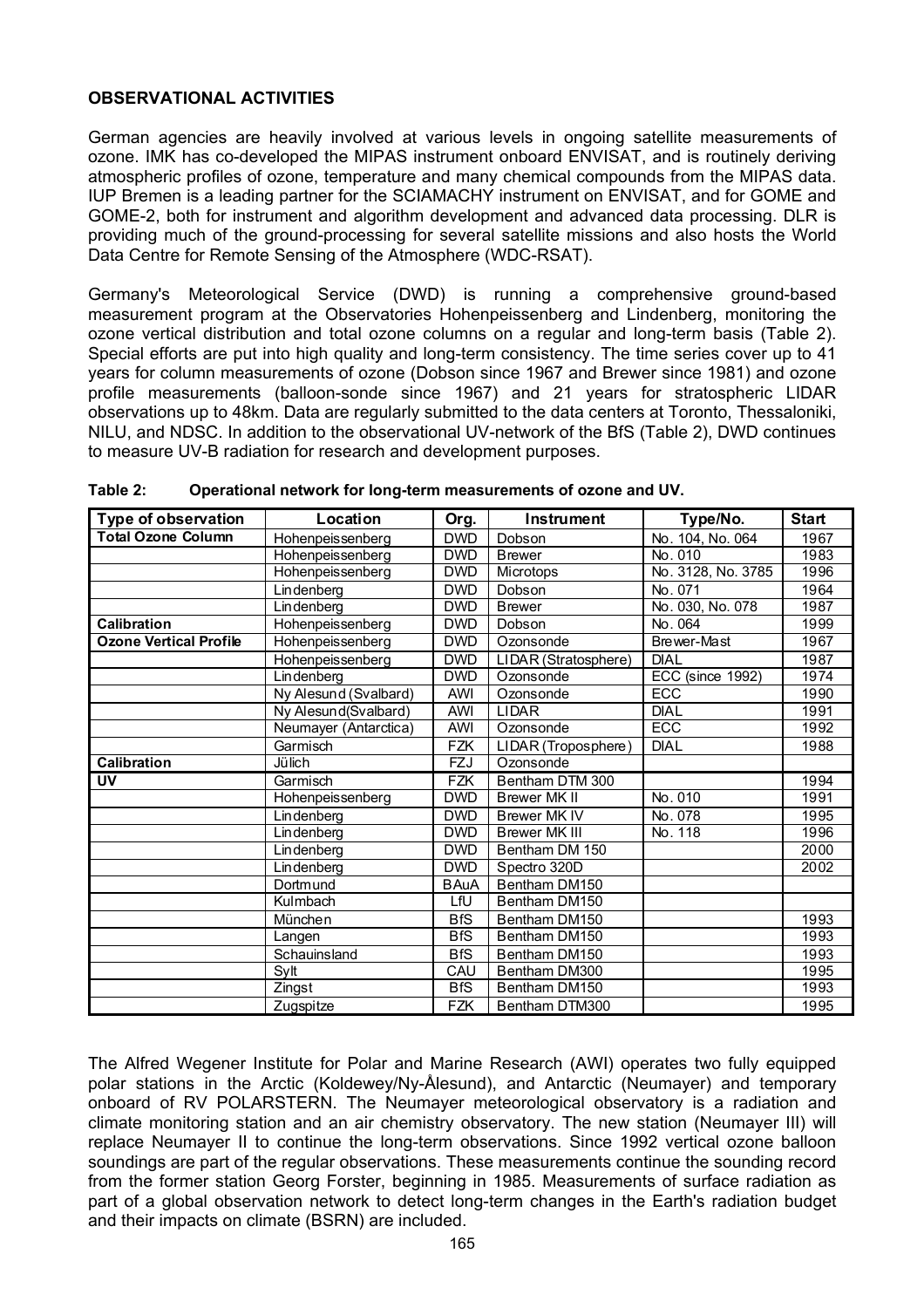## OBSERVATIONAL ACTIVITIES

German agencies are heavily involved at various levels in ongoing satellite measurements of ozone. IMK has co-developed the MIPAS instrument onboard ENVISAT, and is routinely deriving atmospheric profiles of ozone, temperature and many chemical compounds from the MIPAS data. IUP Bremen is a leading partner for the SCIAMACHY instrument on ENVISAT, and for GOME and GOME-2, both for instrument and algorithm development and advanced data processing. DLR is providing much of the ground-processing for several satellite missions and also hosts the World Data Centre for Remote Sensing of the Atmosphere (WDC-RSAT).

Germany's Meteorological Service (DWD) is running a comprehensive ground-based measurement program at the Observatories Hohenpeissenberg and Lindenberg, monitoring the ozone vertical distribution and total ozone columns on a regular and long-term basis (Table 2). Special efforts are put into high quality and long-term consistency. The time series cover up to 41 years for column measurements of ozone (Dobson since 1967 and Brewer since 1981) and ozone profile measurements (balloon-sonde since 1967) and 21 years for stratospheric LIDAR observations up to 48km. Data are regularly submitted to the data centers at Toronto, Thessaloniki, NILU, and NDSC. In addition to the observational UV-network of the BfS (Table 2), DWD continues to measure UV-B radiation for research and development purposes.

**Table 2: Operational network for long-term measurements of ozone and UV.**

| Type of observation | Location | Org. | Instrument | Type/No. | Start |
|---|---|---|---|---|---|
| **Total Ozone Column** | Hohenpeissenberg | DWD | Dobson | No. 104, No. 064 | 1967 |
| | Hohenpeissenberg | DWD | Brewer | No. 010 | 1983 |
| | Hohenpeissenberg | DWD | Microtops | No. 3128, No. 3785 | 1996 |
| | Lindenberg | DWD | Dobson | No. 071 | 1964 |
| | Lindenberg | DWD | Brewer | No. 030, No. 078 | 1987 |
| **Calibration** | Hohenpeissenberg | DWD | Dobson | No. 064 | 1999 |
| **Ozone Vertical Profile** | Hohenpeissenberg | DWD | Ozonsonde | Brewer-Mast | 1967 |
| | Hohenpeissenberg | DWD | LIDAR (Stratosphere) | DIAL | 1987 |
| | Lindenberg | DWD | Ozonsonde | ECC (since 1992) | 1974 |
| | Ny Alesund (Svalbard) | AWI | Ozonsonde | ECC | 1990 |
| | Ny Alesund(Svalbard) | AWI | LIDAR | DIAL | 1991 |
| | Neumayer (Antarctica) | AWI | Ozonsonde | ECC | 1992 |
| | Garmisch | FZK | LIDAR (Troposphere) | DIAL | 1988 |
| **Calibration** | Jülich | FZJ | Ozonsonde | | |
| **UV** | Garmisch | FZK | Bentham DTM 300 | | 1994 |
| | Hohenpeissenberg | DWD | Brewer MK II | No. 010 | 1991 |
| | Lindenberg | DWD | Brewer MK IV | No. 078 | 1995 |
| | Lindenberg | DWD | Brewer MK III | No. 118 | 1996 |
| | Lindenberg | DWD | Bentham DM 150 | | 2000 |
| | Lindenberg | DWD | Spectro 320D | | 2002 |
| | Dortmund | BAuA | Bentham DM150 | | |
| | Kulmbach | LfU | Bentham DM150 | | |
| | München | BfS | Bentham DM150 | | 1993 |
| | Langen | BfS | Bentham DM150 | | 1993 |
| | Schauinsland | BfS | Bentham DM150 | | 1993 |
| | Sylt | CAU | Bentham DM300 | | 1995 |
| | Zingst | BfS | Bentham DM150 | | 1993 |
| | Zugspitze | FZK | Bentham DTM300 | | 1995 |

The Alfred Wegener Institute for Polar and Marine Research (AWI) operates two fully equipped polar stations in the Arctic (Koldewey/Ny-Ålesund), and Antarctic (Neumayer) and temporary onboard of RV POLARSTERN. The Neumayer meteorological observatory is a radiation and climate monitoring station and an air chemistry observatory. The new station (Neumayer III) will replace Neumayer II to continue the long-term observations. Since 1992 vertical ozone balloon soundings are part of the regular observations. These measurements continue the sounding record from the former station Georg Forster, beginning in 1985. Measurements of surface radiation as part of a global observation network to detect long-term changes in the Earth's radiation budget and their impacts on climate (BSRN) are included.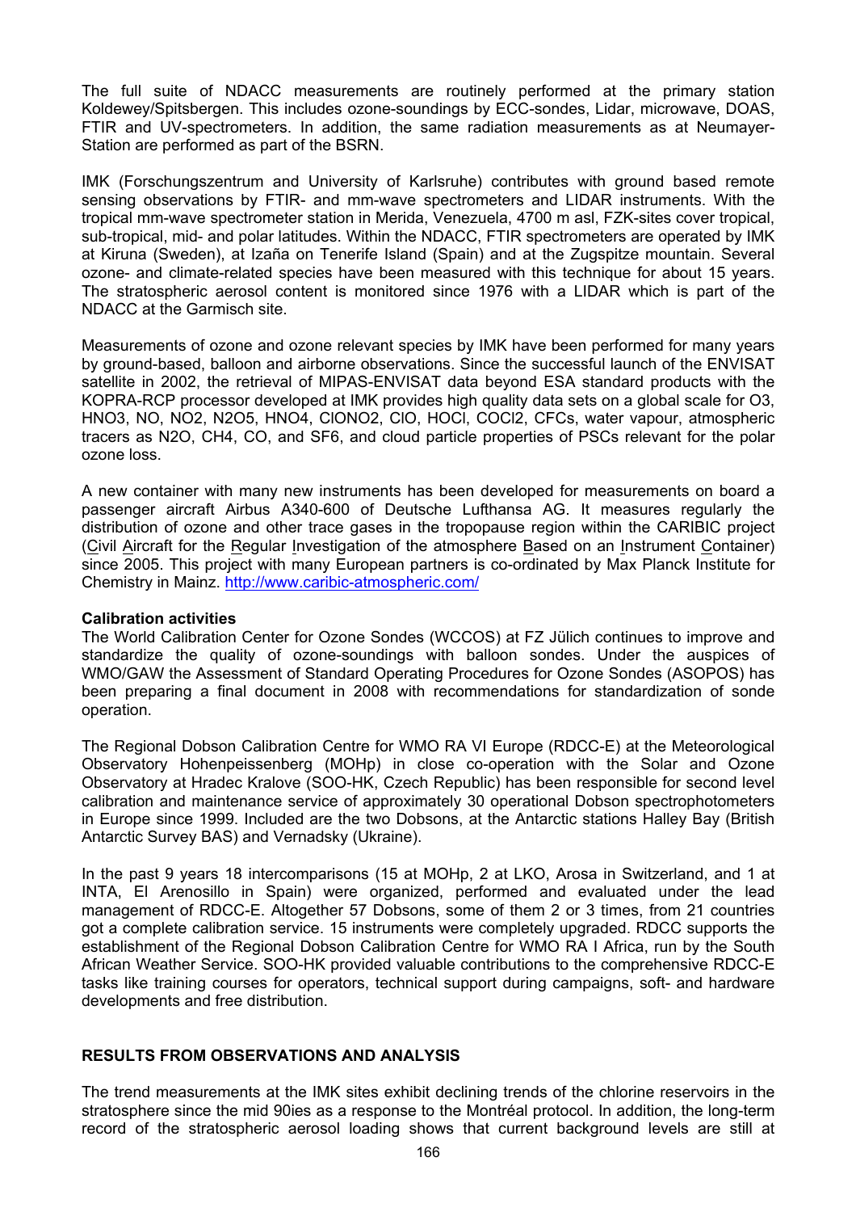The full suite of NDACC measurements are routinely performed at the primary station Koldewey/Spitsbergen. This includes ozone-soundings by ECC-sondes, Lidar, microwave, DOAS, FTIR and UV-spectrometers. In addition, the same radiation measurements as at Neumayer-Station are performed as part of the BSRN.

IMK (Forschungszentrum and University of Karlsruhe) contributes with ground based remote sensing observations by FTIR- and mm-wave spectrometers and LIDAR instruments. With the tropical mm-wave spectrometer station in Merida, Venezuela, 4700 m asl, FZK-sites cover tropical, sub-tropical, mid- and polar latitudes. Within the NDACC, FTIR spectrometers are operated by IMK at Kiruna (Sweden), at Izaña on Tenerife Island (Spain) and at the Zugspitze mountain. Several ozone- and climate-related species have been measured with this technique for about 15 years. The stratospheric aerosol content is monitored since 1976 with a LIDAR which is part of the NDACC at the Garmisch site.

Measurements of ozone and ozone relevant species by IMK have been performed for many years by ground-based, balloon and airborne observations. Since the successful launch of the ENVISAT satellite in 2002, the retrieval of MIPAS-ENVISAT data beyond ESA standard products with the KOPRA-RCP processor developed at IMK provides high quality data sets on a global scale for $O_3$, $HNO_3$, NO, $NO_2$, $N_2O_5$, $HNO_4$, $ClONO_2$, ClO, HOCl, $COCl_2$, CFCs, water vapour, atmospheric tracers as $N_2O$, $CH_4$, CO, and $SF_6$, and cloud particle properties of PSCs relevant for the polar ozone loss.

A new container with many new instruments has been developed for measurements on board a passenger aircraft Airbus A340-600 of Deutsche Lufthansa AG. It measures regularly the distribution of ozone and other trace gases in the tropopause region within the CARIBIC project (Civil Aircraft for the Regular Investigation of the atmosphere Based on an Instrument Container) since 2005. This project with many European partners is co-ordinated by Max Planck Institute for Chemistry in Mainz. http://www.caribic-atmospheric.com/

**Calibration activities**

The World Calibration Center for Ozone Sondes (WCCOS) at FZ Jülich continues to improve and standardize the quality of ozone-soundings with balloon sondes. Under the auspices of WMO/GAW the Assessment of Standard Operating Procedures for Ozone Sondes (ASOPOS) has been preparing a final document in 2008 with recommendations for standardization of sonde operation.

The Regional Dobson Calibration Centre for WMO RA VI Europe (RDCC-E) at the Meteorological Observatory Hohenpeissenberg (MOHp) in close co-operation with the Solar and Ozone Observatory at Hradec Kralove (SOO-HK, Czech Republic) has been responsible for second level calibration and maintenance service of approximately 30 operational Dobson spectrophotometers in Europe since 1999. Included are the two Dobsons, at the Antarctic stations Halley Bay (British Antarctic Survey BAS) and Vernadsky (Ukraine).

In the past 9 years 18 intercomparisons (15 at MOHp, 2 at LKO, Arosa in Switzerland, and 1 at INTA, El Arenosillo in Spain) were organized, performed and evaluated under the lead management of RDCC-E. Altogether 57 Dobsons, some of them 2 or 3 times, from 21 countries got a complete calibration service. 15 instruments were completely upgraded. RDCC supports the establishment of the Regional Dobson Calibration Centre for WMO RA I Africa, run by the South African Weather Service. SOO-HK provided valuable contributions to the comprehensive RDCC-E tasks like training courses for operators, technical support during campaigns, soft- and hardware developments and free distribution.

## RESULTS FROM OBSERVATIONS AND ANALYSIS

The trend measurements at the IMK sites exhibit declining trends of the chlorine reservoirs in the stratosphere since the mid 90ies as a response to the Montréal protocol. In addition, the long-term record of the stratospheric aerosol loading shows that current background levels are still at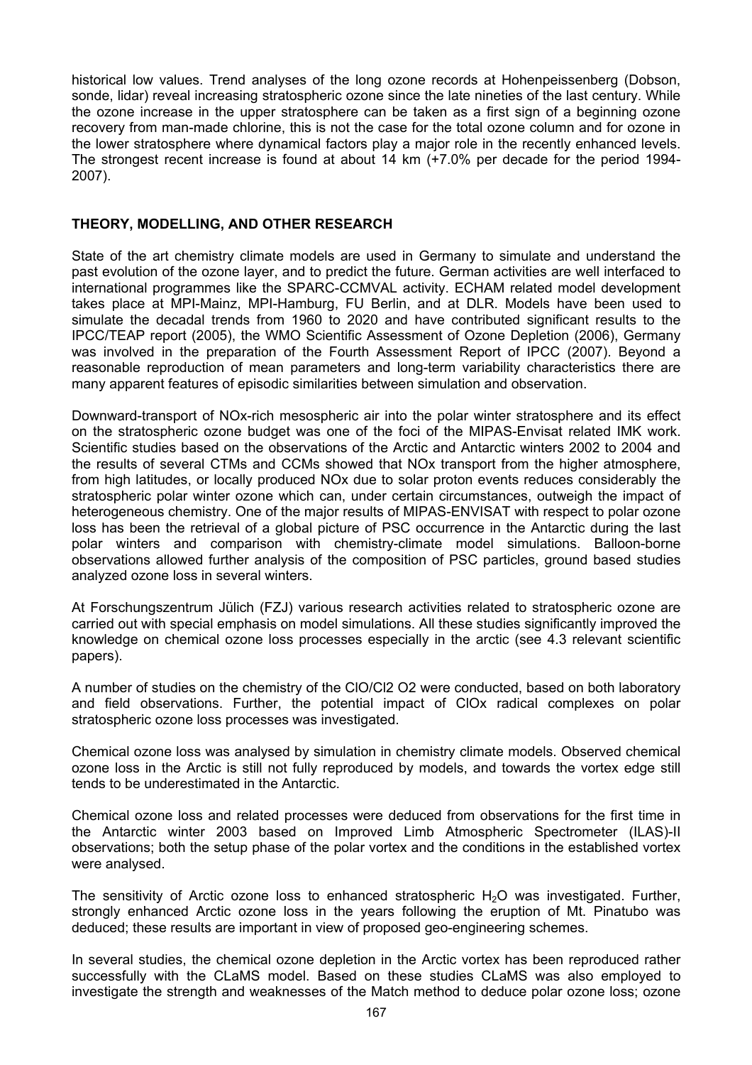historical low values. Trend analyses of the long ozone records at Hohenpeissenberg (Dobson, sonde, lidar) reveal increasing stratospheric ozone since the late nineties of the last century. While the ozone increase in the upper stratosphere can be taken as a first sign of a beginning ozone recovery from man-made chlorine, this is not the case for the total ozone column and for ozone in the lower stratosphere where dynamical factors play a major role in the recently enhanced levels. The strongest recent increase is found at about 14 km (+7.0% per decade for the period 1994-2007).

## THEORY, MODELLING, AND OTHER RESEARCH

State of the art chemistry climate models are used in Germany to simulate and understand the past evolution of the ozone layer, and to predict the future. German activities are well interfaced to international programmes like the SPARC-CCMVAL activity. ECHAM related model development takes place at MPI-Mainz, MPI-Hamburg, FU Berlin, and at DLR. Models have been used to simulate the decadal trends from 1960 to 2020 and have contributed significant results to the IPCC/TEAP report (2005), the WMO Scientific Assessment of Ozone Depletion (2006), Germany was involved in the preparation of the Fourth Assessment Report of IPCC (2007). Beyond a reasonable reproduction of mean parameters and long-term variability characteristics there are many apparent features of episodic similarities between simulation and observation.

Downward-transport of NOx-rich mesospheric air into the polar winter stratosphere and its effect on the stratospheric ozone budget was one of the foci of the MIPAS-Envisat related IMK work. Scientific studies based on the observations of the Arctic and Antarctic winters 2002 to 2004 and the results of several CTMs and CCMs showed that NOx transport from the higher atmosphere, from high latitudes, or locally produced NOx due to solar proton events reduces considerably the stratospheric polar winter ozone which can, under certain circumstances, outweigh the impact of heterogeneous chemistry. One of the major results of MIPAS-ENVISAT with respect to polar ozone loss has been the retrieval of a global picture of PSC occurrence in the Antarctic during the last polar winters and comparison with chemistry-climate model simulations. Balloon-borne observations allowed further analysis of the composition of PSC particles, ground based studies analyzed ozone loss in several winters.

At Forschungszentrum Jülich (FZJ) various research activities related to stratospheric ozone are carried out with special emphasis on model simulations. All these studies significantly improved the knowledge on chemical ozone loss processes especially in the arctic (see 4.3 relevant scientific papers).

A number of studies on the chemistry of the ClO/Cl2 O2 were conducted, based on both laboratory and field observations. Further, the potential impact of ClOx radical complexes on polar stratospheric ozone loss processes was investigated.

Chemical ozone loss was analysed by simulation in chemistry climate models. Observed chemical ozone loss in the Arctic is still not fully reproduced by models, and towards the vortex edge still tends to be underestimated in the Antarctic.

Chemical ozone loss and related processes were deduced from observations for the first time in the Antarctic winter 2003 based on Improved Limb Atmospheric Spectrometer (ILAS)-II observations; both the setup phase of the polar vortex and the conditions in the established vortex were analysed.

The sensitivity of Arctic ozone loss to enhanced stratospheric $H_2O$ was investigated. Further, strongly enhanced Arctic ozone loss in the years following the eruption of Mt. Pinatubo was deduced; these results are important in view of proposed geo-engineering schemes.

In several studies, the chemical ozone depletion in the Arctic vortex has been reproduced rather successfully with the CLaMS model. Based on these studies CLaMS was also employed to investigate the strength and weaknesses of the Match method to deduce polar ozone loss; ozone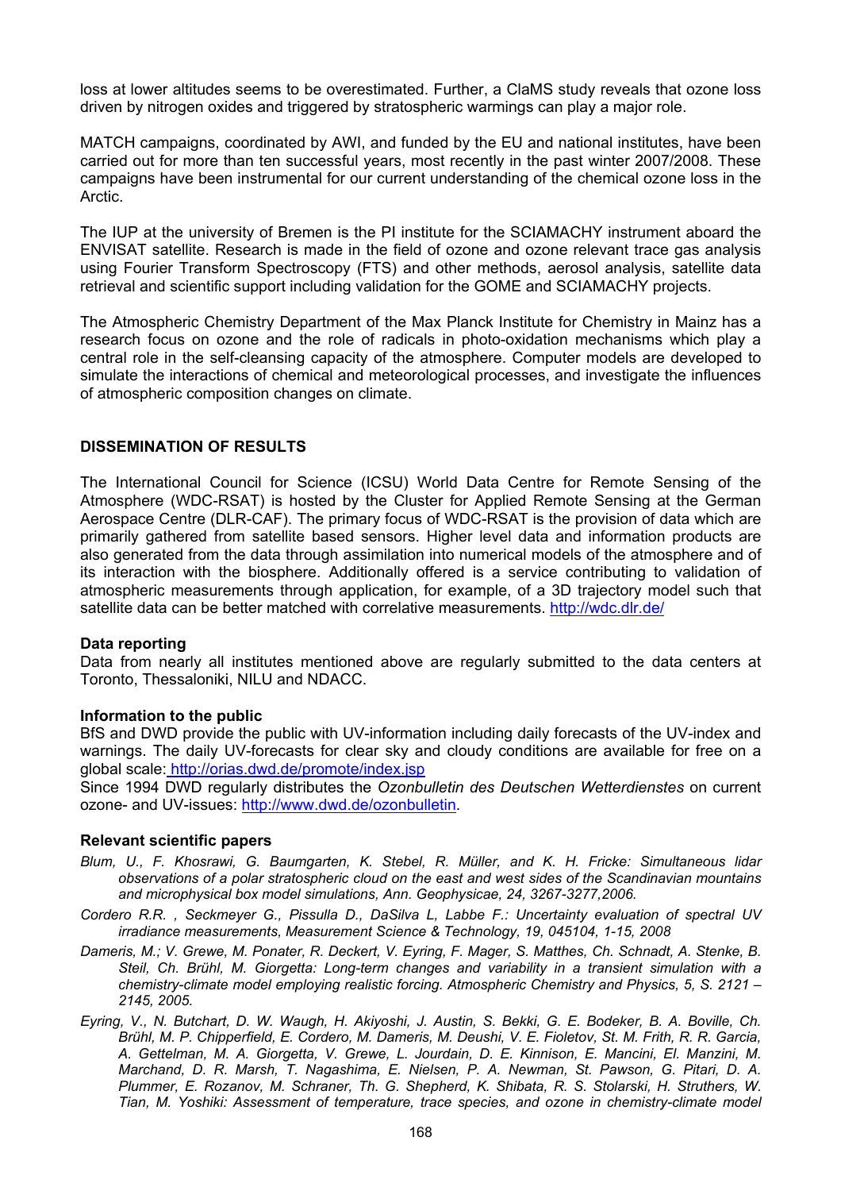loss at lower altitudes seems to be overestimated. Further, a ClaMS study reveals that ozone loss driven by nitrogen oxides and triggered by stratospheric warmings can play a major role.

MATCH campaigns, coordinated by AWI, and funded by the EU and national institutes, have been carried out for more than ten successful years, most recently in the past winter 2007/2008. These campaigns have been instrumental for our current understanding of the chemical ozone loss in the Arctic.

The IUP at the university of Bremen is the PI institute for the SCIAMACHY instrument aboard the ENVISAT satellite. Research is made in the field of ozone and ozone relevant trace gas analysis using Fourier Transform Spectroscopy (FTS) and other methods, aerosol analysis, satellite data retrieval and scientific support including validation for the GOME and SCIAMACHY projects.

The Atmospheric Chemistry Department of the Max Planck Institute for Chemistry in Mainz has a research focus on ozone and the role of radicals in photo-oxidation mechanisms which play a central role in the self-cleansing capacity of the atmosphere. Computer models are developed to simulate the interactions of chemical and meteorological processes, and investigate the influences of atmospheric composition changes on climate.

## DISSEMINATION OF RESULTS

The International Council for Science (ICSU) World Data Centre for Remote Sensing of the Atmosphere (WDC-RSAT) is hosted by the Cluster for Applied Remote Sensing at the German Aerospace Centre (DLR-CAF). The primary focus of WDC-RSAT is the provision of data which are primarily gathered from satellite based sensors. Higher level data and information products are also generated from the data through assimilation into numerical models of the atmosphere and of its interaction with the biosphere. Additionally offered is a service contributing to validation of atmospheric measurements through application, for example, of a 3D trajectory model such that satellite data can be better matched with correlative measurements. http://wdc.dlr.de/

### Data reporting

Data from nearly all institutes mentioned above are regularly submitted to the data centers at Toronto, Thessaloniki, NILU and NDACC.

### Information to the public

BfS and DWD provide the public with UV-information including daily forecasts of the UV-index and warnings. The daily UV-forecasts for clear sky and cloudy conditions are available for free on a global scale: http://orias.dwd.de/promote/index.jsp

Since 1994 DWD regularly distributes the *Ozonbulletin des Deutschen Wetterdienstes* on current ozone- and UV-issues: http://www.dwd.de/ozonbulletin.

### Relevant scientific papers

*Blum, U., F. Khosrawi, G. Baumgarten, K. Stebel, R. Müller, and K. H. Fricke: Simultaneous lidar observations of a polar stratospheric cloud on the east and west sides of the Scandinavian mountains and microphysical box model simulations, Ann. Geophysicae, 24, 3267-3277,2006.*

*Cordero R.R. , Seckmeyer G., Pissulla D., DaSilva L, Labbe F.: Uncertainty evaluation of spectral UV irradiance measurements, Measurement Science & Technology, 19, 045104, 1-15, 2008*

*Dameris, M.; V. Grewe, M. Ponater, R. Deckert, V. Eyring, F. Mager, S. Matthes, Ch. Schnadt, A. Stenke, B. Steil, Ch. Brühl, M. Giorgetta: Long-term changes and variability in a transient simulation with a chemistry-climate model employing realistic forcing. Atmospheric Chemistry and Physics, 5, S. 2121 – 2145, 2005.*

*Eyring, V., N. Butchart, D. W. Waugh, H. Akiyoshi, J. Austin, S. Bekki, G. E. Bodeker, B. A. Boville, Ch. Brühl, M. P. Chipperfield, E. Cordero, M. Dameris, M. Deushi, V. E. Fioletov, St. M. Frith, R. R. Garcia, A. Gettelman, M. A. Giorgetta, V. Grewe, L. Jourdain, D. E. Kinnison, E. Mancini, El. Manzini, M. Marchand, D. R. Marsh, T. Nagashima, E. Nielsen, P. A. Newman, St. Pawson, G. Pitari, D. A. Plummer, E. Rozanov, M. Schraner, Th. G. Shepherd, K. Shibata, R. S. Stolarski, H. Struthers, W. Tian, M. Yoshiki: Assessment of temperature, trace species, and ozone in chemistry-climate model*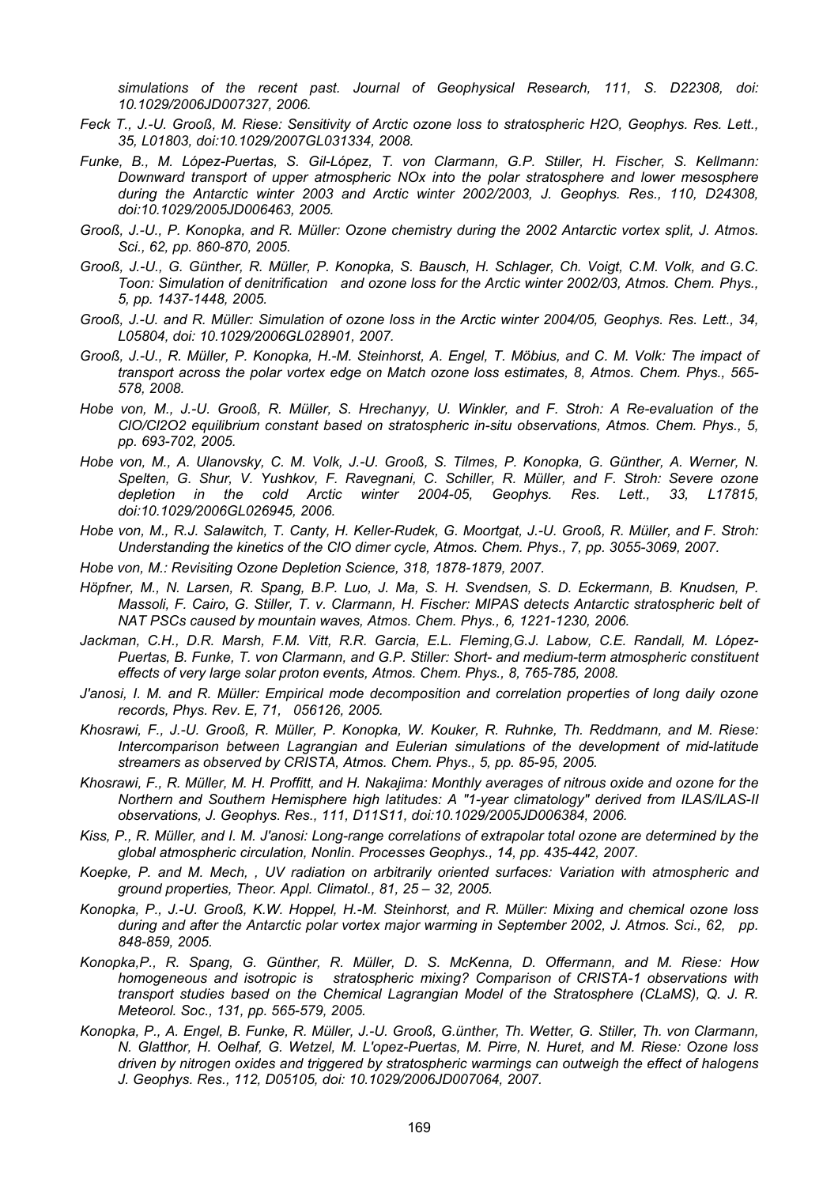*simulations of the recent past. Journal of Geophysical Research, 111, S. D22308, doi: 10.1029/2006JD007327, 2006.*

*Feck T., J.-U. Grooß, M. Riese: Sensitivity of Arctic ozone loss to stratospheric H2O, Geophys. Res. Lett., 35, L01803, doi:10.1029/2007GL031334, 2008.*

*Funke, B., M. López-Puertas, S. Gil-López, T. von Clarmann, G.P. Stiller, H. Fischer, S. Kellmann: Downward transport of upper atmospheric NOx into the polar stratosphere and lower mesosphere during the Antarctic winter 2003 and Arctic winter 2002/2003, J. Geophys. Res., 110, D24308, doi:10.1029/2005JD006463, 2005.*

*Grooß, J.-U., P. Konopka, and R. Müller: Ozone chemistry during the 2002 Antarctic vortex split, J. Atmos. Sci., 62, pp. 860-870, 2005.*

*Grooß, J.-U., G. Günther, R. Müller, P. Konopka, S. Bausch, H. Schlager, Ch. Voigt, C.M. Volk, and G.C. Toon: Simulation of denitrification and ozone loss for the Arctic winter 2002/03, Atmos. Chem. Phys., 5, pp. 1437-1448, 2005.*

*Grooß, J.-U. and R. Müller: Simulation of ozone loss in the Arctic winter 2004/05, Geophys. Res. Lett., 34, L05804, doi: 10.1029/2006GL028901, 2007.*

*Grooß, J.-U., R. Müller, P. Konopka, H.-M. Steinhorst, A. Engel, T. Möbius, and C. M. Volk: The impact of transport across the polar vortex edge on Match ozone loss estimates, 8, Atmos. Chem. Phys., 565-578, 2008.*

*Hobe von, M., J.-U. Grooß, R. Müller, S. Hrechanyy, U. Winkler, and F. Stroh: A Re-evaluation of the ClO/Cl2O2 equilibrium constant based on stratospheric in-situ observations, Atmos. Chem. Phys., 5, pp. 693-702, 2005.*

*Hobe von, M., A. Ulanovsky, C. M. Volk, J.-U. Grooß, S. Tilmes, P. Konopka, G. Günther, A. Werner, N. Spelten, G. Shur, V. Yushkov, F. Ravegnani, C. Schiller, R. Müller, and F. Stroh: Severe ozone depletion in the cold Arctic winter 2004-05, Geophys. Res. Lett., 33, L17815, doi:10.1029/2006GL026945, 2006.*

*Hobe von, M., R.J. Salawitch, T. Canty, H. Keller-Rudek, G. Moortgat, J.-U. Grooß, R. Müller, and F. Stroh: Understanding the kinetics of the ClO dimer cycle, Atmos. Chem. Phys., 7, pp. 3055-3069, 2007.*

*Hobe von, M.: Revisiting Ozone Depletion Science, 318, 1878-1879, 2007.*

*Höpfner, M., N. Larsen, R. Spang, B.P. Luo, J. Ma, S. H. Svendsen, S. D. Eckermann, B. Knudsen, P. Massoli, F. Cairo, G. Stiller, T. v. Clarmann, H. Fischer: MIPAS detects Antarctic stratospheric belt of NAT PSCs caused by mountain waves, Atmos. Chem. Phys., 6, 1221-1230, 2006.*

*Jackman, C.H., D.R. Marsh, F.M. Vitt, R.R. Garcia, E.L. Fleming,G.J. Labow, C.E. Randall, M. López-Puertas, B. Funke, T. von Clarmann, and G.P. Stiller: Short- and medium-term atmospheric constituent effects of very large solar proton events, Atmos. Chem. Phys., 8, 765-785, 2008.*

*J'anosi, I. M. and R. Müller: Empirical mode decomposition and correlation properties of long daily ozone records, Phys. Rev. E, 71, 056126, 2005.*

*Khosrawi, F., J.-U. Grooß, R. Müller, P. Konopka, W. Kouker, R. Ruhnke, Th. Reddmann, and M. Riese: Intercomparison between Lagrangian and Eulerian simulations of the development of mid-latitude streamers as observed by CRISTA, Atmos. Chem. Phys., 5, pp. 85-95, 2005.*

*Khosrawi, F., R. Müller, M. H. Proffitt, and H. Nakajima: Monthly averages of nitrous oxide and ozone for the Northern and Southern Hemisphere high latitudes: A "1-year climatology" derived from ILAS/ILAS-II observations, J. Geophys. Res., 111, D11S11, doi:10.1029/2005JD006384, 2006.*

*Kiss, P., R. Müller, and I. M. J'anosi: Long-range correlations of extrapolar total ozone are determined by the global atmospheric circulation, Nonlin. Processes Geophys., 14, pp. 435-442, 2007.*

*Koepke, P. and M. Mech, , UV radiation on arbitrarily oriented surfaces: Variation with atmospheric and ground properties, Theor. Appl. Climatol., 81, 25 – 32, 2005.*

*Konopka, P., J.-U. Grooß, K.W. Hoppel, H.-M. Steinhorst, and R. Müller: Mixing and chemical ozone loss during and after the Antarctic polar vortex major warming in September 2002, J. Atmos. Sci., 62, pp. 848-859, 2005.*

*Konopka,P., R. Spang, G. Günther, R. Müller, D. S. McKenna, D. Offermann, and M. Riese: How homogeneous and isotropic is stratospheric mixing? Comparison of CRISTA-1 observations with transport studies based on the Chemical Lagrangian Model of the Stratosphere (CLaMS), Q. J. R. Meteorol. Soc., 131, pp. 565-579, 2005.*

*Konopka, P., A. Engel, B. Funke, R. Müller, J.-U. Grooß, G.ünther, Th. Wetter, G. Stiller, Th. von Clarmann, N. Glatthor, H. Oelhaf, G. Wetzel, M. L'opez-Puertas, M. Pirre, N. Huret, and M. Riese: Ozone loss driven by nitrogen oxides and triggered by stratospheric warmings can outweigh the effect of halogens J. Geophys. Res., 112, D05105, doi: 10.1029/2006JD007064, 2007.*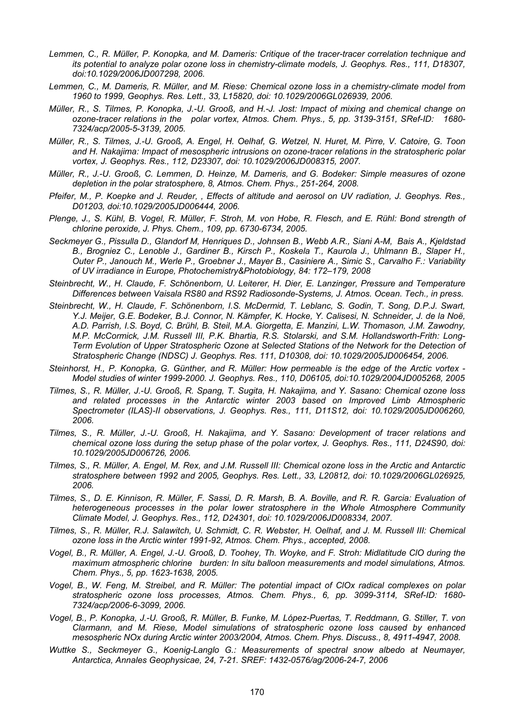*Lemmen, C., R. Müller, P. Konopka, and M. Dameris: Critique of the tracer-tracer correlation technique and its potential to analyze polar ozone loss in chemistry-climate models, J. Geophys. Res., 111, D18307, doi:10.1029/2006JD007298, 2006.*

*Lemmen, C., M. Dameris, R. Müller, and M. Riese: Chemical ozone loss in a chemistry-climate model from 1960 to 1999, Geophys. Res. Lett., 33, L15820, doi: 10.1029/2006GL026939, 2006.*

*Müller, R., S. Tilmes, P. Konopka, J.-U. Grooß, and H.-J. Jost: Impact of mixing and chemical change on ozone-tracer relations in the polar vortex, Atmos. Chem. Phys., 5, pp. 3139-3151, SRef-ID: 1680-7324/acp/2005-5-3139, 2005.*

*Müller, R., S. Tilmes, J.-U. Grooß, A. Engel, H. Oelhaf, G. Wetzel, N. Huret, M. Pirre, V. Catoire, G. Toon and H. Nakajima: Impact of mesospheric intrusions on ozone-tracer relations in the stratospheric polar vortex, J. Geophys. Res., 112, D23307, doi: 10.1029/2006JD008315, 2007.*

*Müller, R., J.-U. Grooß, C. Lemmen, D. Heinze, M. Dameris, and G. Bodeker: Simple measures of ozone depletion in the polar stratosphere, 8, Atmos. Chem. Phys., 251-264, 2008.*

*Pfeifer, M., P. Koepke and J. Reuder, , Effects of altitude and aerosol on UV radiation, J. Geophys. Res., D01203, doi:10.1029/2005JD006444, 2006.*

*Plenge, J., S. Kühl, B. Vogel, R. Müller, F. Stroh, M. von Hobe, R. Flesch, and E. Rühl: Bond strength of chlorine peroxide, J. Phys. Chem., 109, pp. 6730-6734, 2005.*

*Seckmeyer G., Pissulla D., Glandorf M, Henriques D., Johnsen B., Webb A.R., Siani A-M, Bais A., Kjeldstad B., Brogniez C., Lenoble J., Gardiner B., Kirsch P., Koskela T., Kaurola J., Uhlmann B., Slaper H., Outer P., Janouch M., Werle P., Groebner J., Mayer B., Casiniere A., Simic S., Carvalho F.: Variability of UV irradiance in Europe, Photochemistry&Photobiology, 84: 172–179, 2008*

*Steinbrecht, W., H. Claude, F. Schönenborn, U. Leiterer, H. Dier, E. Lanzinger, Pressure and Temperature Differences between Vaisala RS80 and RS92 Radiosonde-Systems, J. Atmos. Ocean. Tech., in press.*

*Steinbrecht, W., H. Claude, F. Schönenborn, I.S. McDermid, T. Leblanc, S. Godin, T. Song, D.P.J. Swart, Y.J. Meijer, G.E. Bodeker, B.J. Connor, N. Kämpfer, K. Hocke, Y. Calisesi, N. Schneider, J. de la Noë, A.D. Parrish, I.S. Boyd, C. Brühl, B. Steil, M.A. Giorgetta, E. Manzini, L.W. Thomason, J.M. Zawodny, M.P. McCormick, J.M. Russell III, P.K. Bhartia, R.S. Stolarski, and S.M. Hollandsworth-Frith: Long-Term Evolution of Upper Stratospheric Ozone at Selected Stations of the Network for the Detection of Stratospheric Change (NDSC) J. Geophys. Res. 111, D10308, doi: 10.1029/2005JD006454, 2006.*

*Steinhorst, H., P. Konopka, G. Günther, and R. Müller: How permeable is the edge of the Arctic vortex - Model studies of winter 1999-2000. J. Geophys. Res., 110, D06105, doi:10.1029/2004JD005268, 2005*

*Tilmes, S., R. Müller, J.-U. Grooß, R. Spang, T. Sugita, H. Nakajima, and Y. Sasano: Chemical ozone loss and related processes in the Antarctic winter 2003 based on Improved Limb Atmospheric Spectrometer (ILAS)-II observations, J. Geophys. Res., 111, D11S12, doi: 10.1029/2005JD006260, 2006.*

*Tilmes, S., R. Müller, J.-U. Grooß, H. Nakajima, and Y. Sasano: Development of tracer relations and chemical ozone loss during the setup phase of the polar vortex, J. Geophys. Res., 111, D24S90, doi: 10.1029/2005JD006726, 2006.*

*Tilmes, S., R. Müller, A. Engel, M. Rex, and J.M. Russell III: Chemical ozone loss in the Arctic and Antarctic stratosphere between 1992 and 2005, Geophys. Res. Lett., 33, L20812, doi: 10.1029/2006GL026925, 2006.*

*Tilmes, S., D. E. Kinnison, R. Müller, F. Sassi, D. R. Marsh, B. A. Boville, and R. R. Garcia: Evaluation of heterogeneous processes in the polar lower stratosphere in the Whole Atmosphere Community Climate Model, J. Geophys. Res., 112, D24301, doi: 10.1029/2006JD008334, 2007.*

*Tilmes, S., R. Müller, R.J. Salawitch, U. Schmidt, C. R. Webster, H. Oelhaf, and J. M. Russell III: Chemical ozone loss in the Arctic winter 1991-92, Atmos. Chem. Phys., accepted, 2008.*

*Vogel, B., R. Müller, A. Engel, J.-U. Grooß, D. Toohey, Th. Woyke, and F. Stroh: Midlatitude ClO during the maximum atmospheric chlorine burden: In situ balloon measurements and model simulations, Atmos. Chem. Phys., 5, pp. 1623-1638, 2005.*

*Vogel, B., W. Feng, M. Streibel, and R. Müller: The potential impact of ClOx radical complexes on polar stratospheric ozone loss processes, Atmos. Chem. Phys., 6, pp. 3099-3114, SRef-ID: 1680-7324/acp/2006-6-3099, 2006.*

*Vogel, B., P. Konopka, J.-U. Grooß, R. Müller, B. Funke, M. López-Puertas, T. Reddmann, G. Stiller, T. von Clarmann, and M. Riese, Model simulations of stratospheric ozone loss caused by enhanced mesospheric NOx during Arctic winter 2003/2004, Atmos. Chem. Phys. Discuss., 8, 4911-4947, 2008.*

*Wuttke S., Seckmeyer G., Koenig-Langlo G.: Measurements of spectral snow albedo at Neumayer, Antarctica, Annales Geophysicae, 24, 7-21. SREF: 1432-0576/ag/2006-24-7, 2006*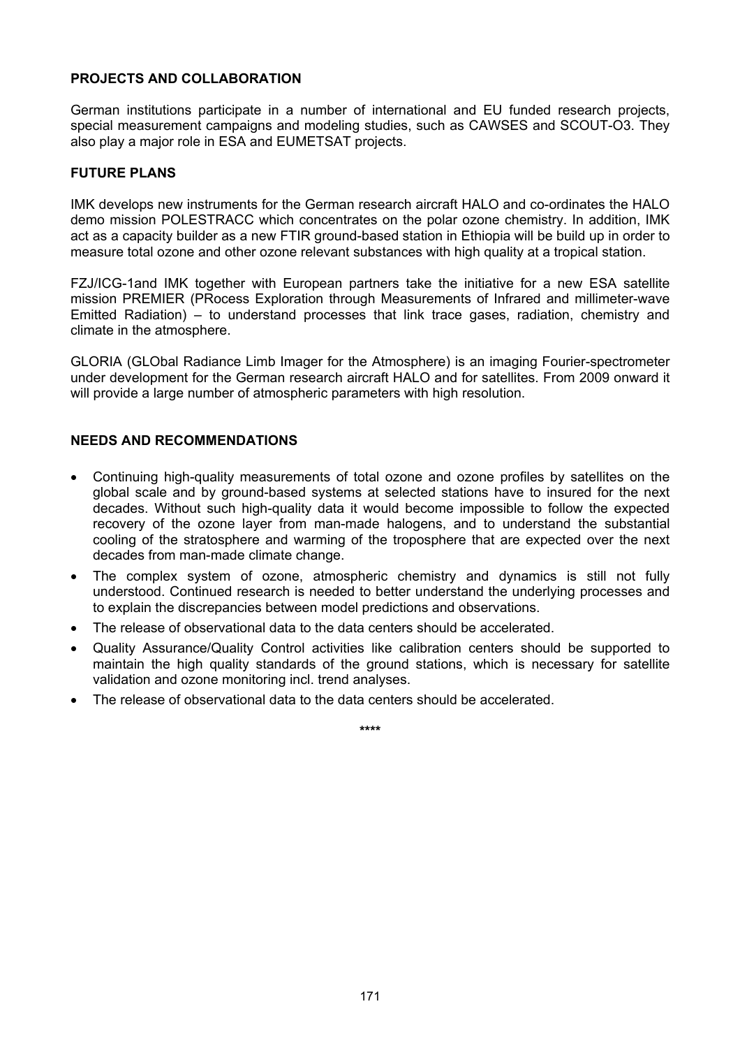**PROJECTS AND COLLABORATION**

German institutions participate in a number of international and EU funded research projects, special measurement campaigns and modeling studies, such as CAWSES and SCOUT-O3. They also play a major role in ESA and EUMETSAT projects.

**FUTURE PLANS**

IMK develops new instruments for the German research aircraft HALO and co-ordinates the HALO demo mission POLESTRACC which concentrates on the polar ozone chemistry. In addition, IMK act as a capacity builder as a new FTIR ground-based station in Ethiopia will be build up in order to measure total ozone and other ozone relevant substances with high quality at a tropical station.

FZJ/ICG-1and IMK together with European partners take the initiative for a new ESA satellite mission PREMIER (PRocess Exploration through Measurements of Infrared and millimeter-wave Emitted Radiation) – to understand processes that link trace gases, radiation, chemistry and climate in the atmosphere.

GLORIA (GLObal Radiance Limb Imager for the Atmosphere) is an imaging Fourier-spectrometer under development for the German research aircraft HALO and for satellites. From 2009 onward it will provide a large number of atmospheric parameters with high resolution.

**NEEDS AND RECOMMENDATIONS**

- Continuing high-quality measurements of total ozone and ozone profiles by satellites on the global scale and by ground-based systems at selected stations have to insured for the next decades. Without such high-quality data it would become impossible to follow the expected recovery of the ozone layer from man-made halogens, and to understand the substantial cooling of the stratosphere and warming of the troposphere that are expected over the next decades from man-made climate change.
- The complex system of ozone, atmospheric chemistry and dynamics is still not fully understood. Continued research is needed to better understand the underlying processes and to explain the discrepancies between model predictions and observations.
- The release of observational data to the data centers should be accelerated.
- Quality Assurance/Quality Control activities like calibration centers should be supported to maintain the high quality standards of the ground stations, which is necessary for satellite validation and ozone monitoring incl. trend analyses.
- The release of observational data to the data centers should be accelerated.

****